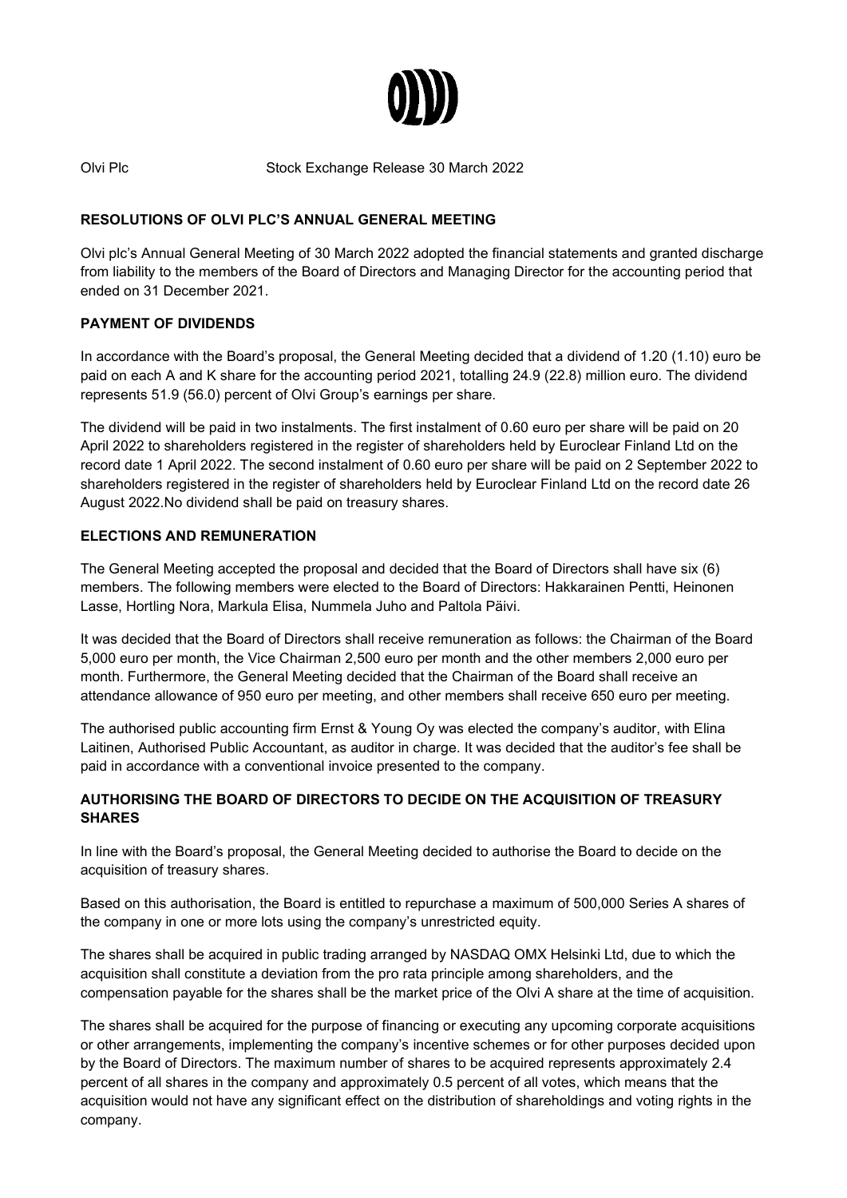Olvi Plc Stock Exchange Release 30 March 2022

## RESOLUTIONS OF OLVI PLC'S ANNUAL GENERAL MEETING

Olvi plc's Annual General Meeting of 30 March 2022 adopted the financial statements and granted discharge from liability to the members of the Board of Directors and Managing Director for the accounting period that ended on 31 December 2021.

## PAYMENT OF DIVIDENDS

In accordance with the Board's proposal, the General Meeting decided that a dividend of 1.20 (1.10) euro be paid on each A and K share for the accounting period 2021, totalling 24.9 (22.8) million euro. The dividend represents 51.9 (56.0) percent of Olvi Group's earnings per share.

The dividend will be paid in two instalments. The first instalment of 0.60 euro per share will be paid on 20 April 2022 to shareholders registered in the register of shareholders held by Euroclear Finland Ltd on the record date 1 April 2022. The second instalment of 0.60 euro per share will be paid on 2 September 2022 to shareholders registered in the register of shareholders held by Euroclear Finland Ltd on the record date 26 August 2022.No dividend shall be paid on treasury shares.

## ELECTIONS AND REMUNERATION

The General Meeting accepted the proposal and decided that the Board of Directors shall have six (6) members. The following members were elected to the Board of Directors: Hakkarainen Pentti, Heinonen Lasse, Hortling Nora, Markula Elisa, Nummela Juho and Paltola Päivi.

It was decided that the Board of Directors shall receive remuneration as follows: the Chairman of the Board 5,000 euro per month, the Vice Chairman 2,500 euro per month and the other members 2,000 euro per month. Furthermore, the General Meeting decided that the Chairman of the Board shall receive an attendance allowance of 950 euro per meeting, and other members shall receive 650 euro per meeting.

The authorised public accounting firm Ernst & Young Oy was elected the company's auditor, with Elina Laitinen, Authorised Public Accountant, as auditor in charge. It was decided that the auditor's fee shall be paid in accordance with a conventional invoice presented to the company.

## AUTHORISING THE BOARD OF DIRECTORS TO DECIDE ON THE ACQUISITION OF TREASURY SHARES

In line with the Board's proposal, the General Meeting decided to authorise the Board to decide on the acquisition of treasury shares.

Based on this authorisation, the Board is entitled to repurchase a maximum of 500,000 Series A shares of the company in one or more lots using the company's unrestricted equity.

The shares shall be acquired in public trading arranged by NASDAQ OMX Helsinki Ltd, due to which the acquisition shall constitute a deviation from the pro rata principle among shareholders, and the compensation payable for the shares shall be the market price of the Olvi A share at the time of acquisition.

The shares shall be acquired for the purpose of financing or executing any upcoming corporate acquisitions or other arrangements, implementing the company's incentive schemes or for other purposes decided upon by the Board of Directors. The maximum number of shares to be acquired represents approximately 2.4 percent of all shares in the company and approximately 0.5 percent of all votes, which means that the acquisition would not have any significant effect on the distribution of shareholdings and voting rights in the company.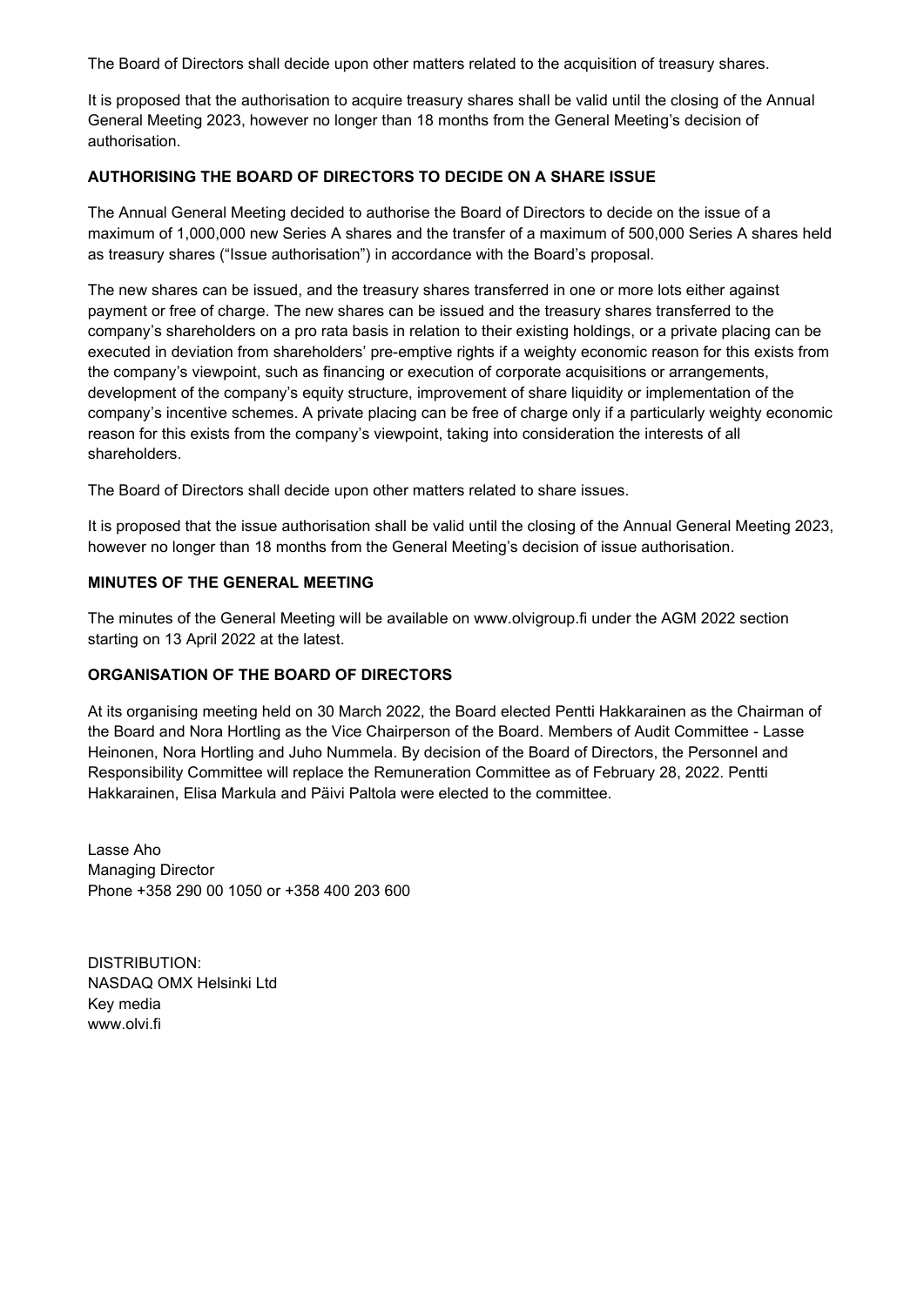The Board of Directors shall decide upon other matters related to the acquisition of treasury shares.

It is proposed that the authorisation to acquire treasury shares shall be valid until the closing of the Annual General Meeting 2023, however no longer than 18 months from the General Meeting's decision of authorisation.

**AUTHORISING THE BOARD OF DIRECTORS TO DECIDE ON A SHARE ISSUE**

The Annual General Meeting decided to authorise the Board of Directors to decide on the issue of a maximum of 1,000,000 new Series A shares and the transfer of a maximum of 500,000 Series A shares held as treasury shares ("Issue authorisation") in accordance with the Board's proposal.

The new shares can be issued, and the treasury shares transferred in one or more lots either against payment or free of charge. The new shares can be issued and the treasury shares transferred to the company's shareholders on a pro rata basis in relation to their existing holdings, or a private placing can be executed in deviation from shareholders' pre-emptive rights if a weighty economic reason for this exists from the company's viewpoint, such as financing or execution of corporate acquisitions or arrangements, development of the company's equity structure, improvement of share liquidity or implementation of the company's incentive schemes. A private placing can be free of charge only if a particularly weighty economic reason for this exists from the company's viewpoint, taking into consideration the interests of all shareholders.

The Board of Directors shall decide upon other matters related to share issues.

It is proposed that the issue authorisation shall be valid until the closing of the Annual General Meeting 2023, however no longer than 18 months from the General Meeting's decision of issue authorisation.

**MINUTES OF THE GENERAL MEETING**

The minutes of the General Meeting will be available on www.olvigroup.fi under the AGM 2022 section starting on 13 April 2022 at the latest.

**ORGANISATION OF THE BOARD OF DIRECTORS**

At its organising meeting held on 30 March 2022, the Board elected Pentti Hakkarainen as the Chairman of the Board and Nora Hortling as the Vice Chairperson of the Board. Members of Audit Committee - Lasse Heinonen, Nora Hortling and Juho Nummela. By decision of the Board of Directors, the Personnel and Responsibility Committee will replace the Remuneration Committee as of February 28, 2022. Pentti Hakkarainen, Elisa Markula and Päivi Paltola were elected to the committee.

Lasse Aho
Managing Director
Phone +358 290 00 1050 or +358 400 203 600

DISTRIBUTION:
NASDAQ OMX Helsinki Ltd
Key media
www.olvi.fi